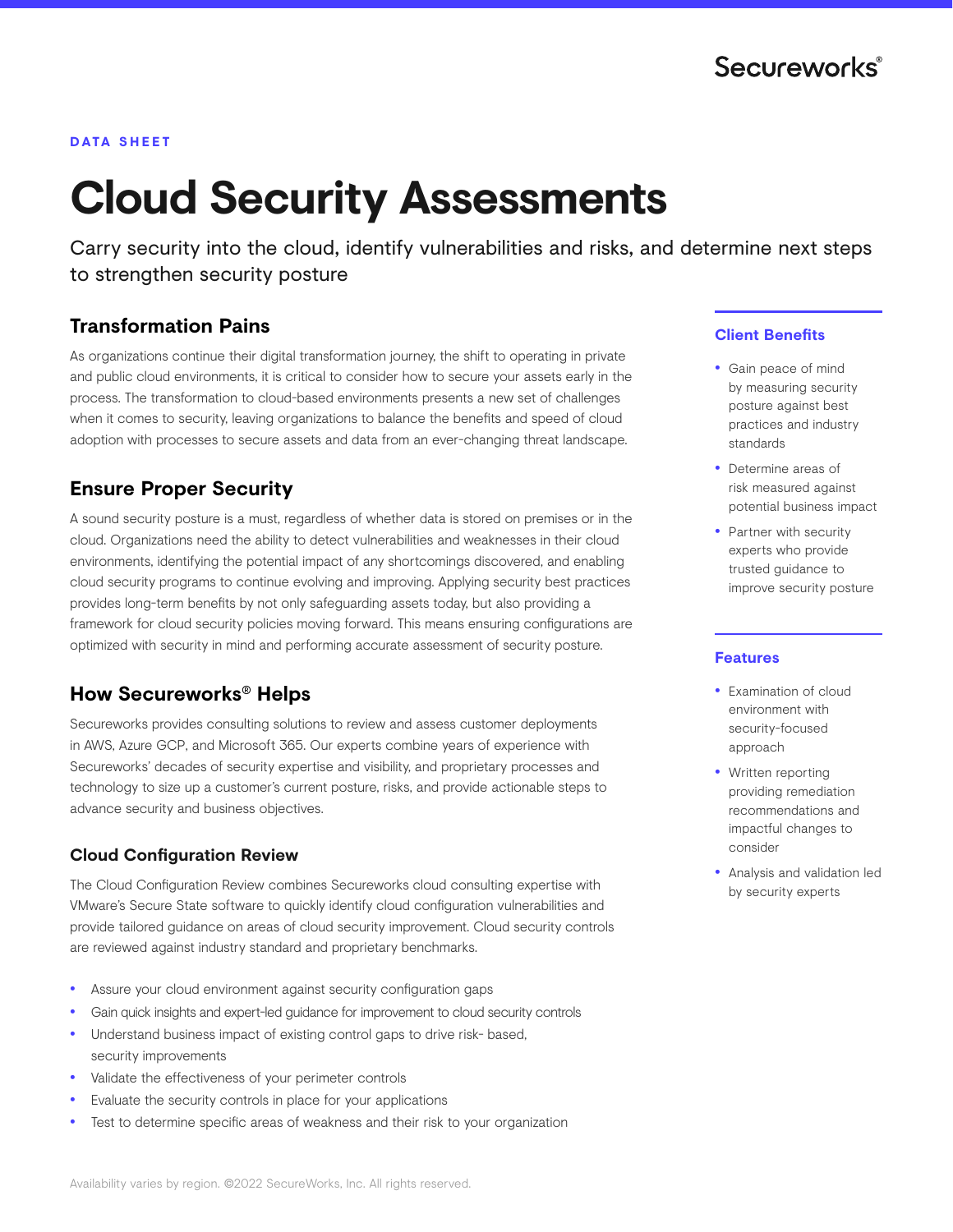DATA SHEET

# Cloud Security Assessments

Carry security into the cloud, identify vulnerabilities and risks, and determine next steps to strengthen security posture

## Transformation Pains

As organizations continue their digital transformation journey, the shift to operating in private and public cloud environments, it is critical to consider how to secure your assets early in the process. The transformation to cloud-based environments presents a new set of challenges when it comes to security, leaving organizations to balance the benefits and speed of cloud adoption with processes to secure assets and data from an ever-changing threat landscape.

## Ensure Proper Security

A sound security posture is a must, regardless of whether data is stored on premises or in the cloud. Organizations need the ability to detect vulnerabilities and weaknesses in their cloud environments, identifying the potential impact of any shortcomings discovered, and enabling cloud security programs to continue evolving and improving. Applying security best practices provides long-term benefits by not only safeguarding assets today, but also providing a framework for cloud security policies moving forward. This means ensuring configurations are optimized with security in mind and performing accurate assessment of security posture.

## How Secureworks® Helps

Secureworks provides consulting solutions to review and assess customer deployments in AWS, Azure GCP, and Microsoft 365. Our experts combine years of experience with Secureworks' decades of security expertise and visibility, and proprietary processes and technology to size up a customer's current posture, risks, and provide actionable steps to advance security and business objectives.

### Cloud Configuration Review

The Cloud Configuration Review combines Secureworks cloud consulting expertise with VMware's Secure State software to quickly identify cloud configuration vulnerabilities and provide tailored guidance on areas of cloud security improvement. Cloud security controls are reviewed against industry standard and proprietary benchmarks.

- Assure your cloud environment against security configuration gaps
- Gain quick insights and expert-led guidance for improvement to cloud security controls
- Understand business impact of existing control gaps to drive risk- based, security improvements
- Validate the effectiveness of your perimeter controls
- Evaluate the security controls in place for your applications
- Test to determine specific areas of weakness and their risk to your organization

### Client Benefits

- Gain peace of mind by measuring security posture against best practices and industry standards
- Determine areas of risk measured against potential business impact
- Partner with security experts who provide trusted guidance to improve security posture

### Features

- Examination of cloud environment with security-focused approach
- Written reporting providing remediation recommendations and impactful changes to consider
- Analysis and validation led by security experts

Availability varies by region. ©2022 SecureWorks, Inc. All rights reserved.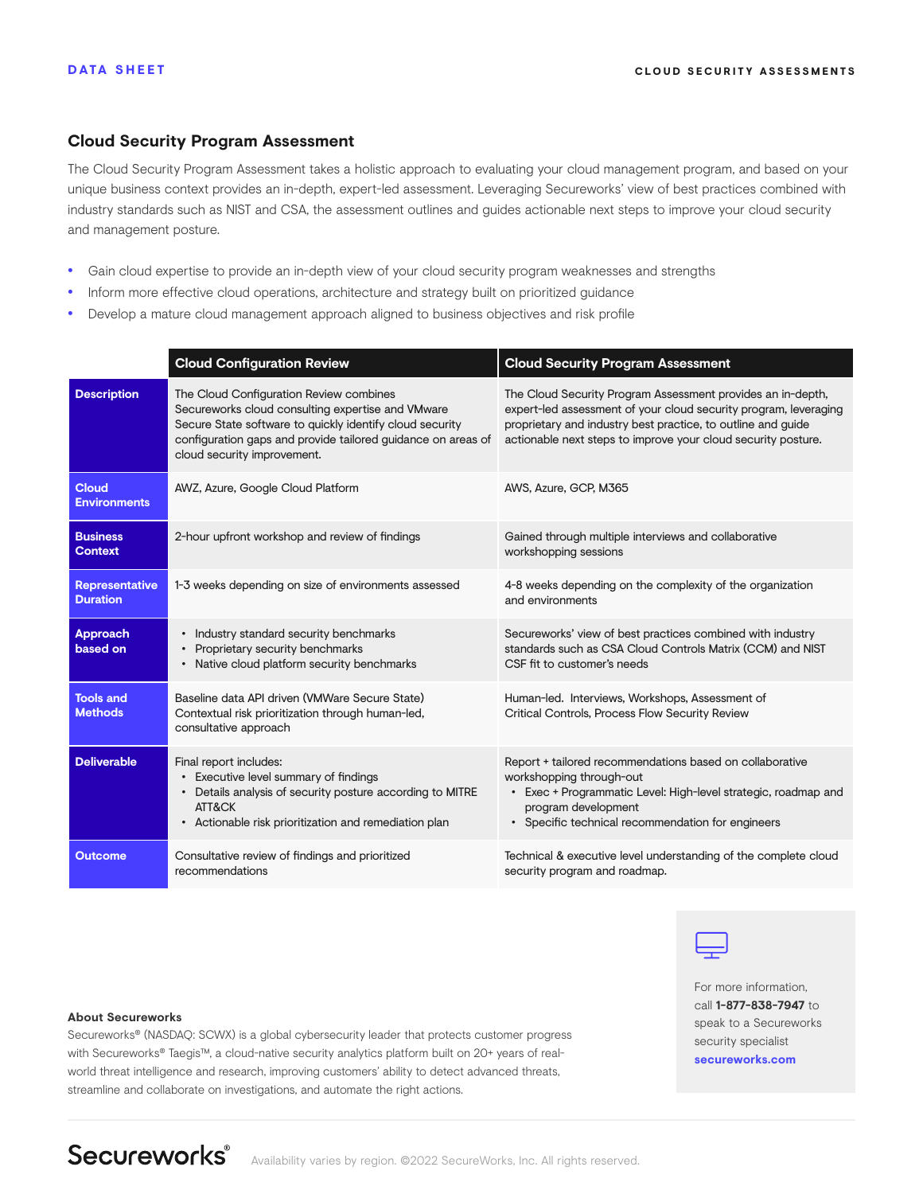## Cloud Security Program Assessment

The Cloud Security Program Assessment takes a holistic approach to evaluating your cloud management program, and based on your unique business context provides an in-depth, expert-led assessment. Leveraging Secureworks' view of best practices combined with industry standards such as NIST and CSA, the assessment outlines and guides actionable next steps to improve your cloud security and management posture.

- Gain cloud expertise to provide an in-depth view of your cloud security program weaknesses and strengths
- Inform more effective cloud operations, architecture and strategy built on prioritized guidance
- Develop a mature cloud management approach aligned to business objectives and risk profile

| | Cloud Configuration Review | Cloud Security Program Assessment |
|---|---|---|
| **Description** | The Cloud Configuration Review combines Secureworks cloud consulting expertise and VMware Secure State software to quickly identify cloud security configuration gaps and provide tailored guidance on areas of cloud security improvement. | The Cloud Security Program Assessment provides an in-depth, expert-led assessment of your cloud security program, leveraging proprietary and industry best practice, to outline and guide actionable next steps to improve your cloud security posture. |
| **Cloud Environments** | AWZ, Azure, Google Cloud Platform | AWS, Azure, GCP, M365 |
| **Business Context** | 2-hour upfront workshop and review of findings | Gained through multiple interviews and collaborative workshopping sessions |
| **Representative Duration** | 1-3 weeks depending on size of environments assessed | 4-8 weeks depending on the complexity of the organization and environments |
| **Approach based on** | • Industry standard security benchmarks<br>• Proprietary security benchmarks<br>• Native cloud platform security benchmarks | Secureworks' view of best practices combined with industry standards such as CSA Cloud Controls Matrix (CCM) and NIST CSF fit to customer's needs |
| **Tools and Methods** | Baseline data API driven (VMWare Secure State) Contextual risk prioritization through human-led, consultative approach | Human-led. Interviews, Workshops, Assessment of Critical Controls, Process Flow Security Review |
| **Deliverable** | Final report includes:<br>• Executive level summary of findings<br>• Details analysis of security posture according to MITRE ATT&CK<br>• Actionable risk prioritization and remediation plan | Report + tailored recommendations based on collaborative workshopping through-out<br>• Exec + Programmatic Level: High-level strategic, roadmap and program development<br>• Specific technical recommendation for engineers |
| **Outcome** | Consultative review of findings and prioritized recommendations | Technical & executive level understanding of the complete cloud security program and roadmap. |

### About Secureworks

Secureworks® (NASDAQ: SCWX) is a global cybersecurity leader that protects customer progress with Secureworks® Taegis™, a cloud-native security analytics platform built on 20+ years of real-world threat intelligence and research, improving customers' ability to detect advanced threats, streamline and collaborate on investigations, and automate the right actions.

For more information, call **1-877-838-7947** to speak to a Secureworks security specialist **secureworks.com**

Secureworks® Availability varies by region. ©2022 SecureWorks, Inc. All rights reserved.